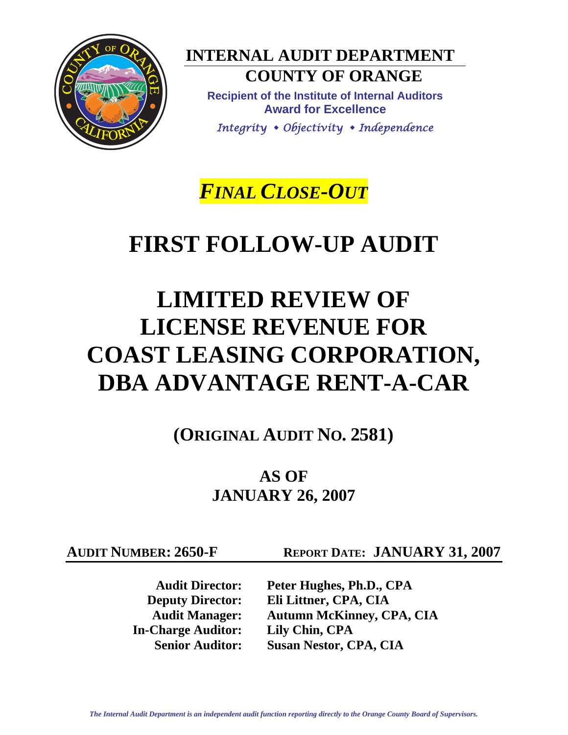# INTERNAL AUDIT DEPARTMENT

## COUNTY OF ORANGE

**Recipient of the Institute of Internal Auditors Award for Excellence**

*Integrity • Objectivity • Independence*

***FINAL CLOSE-OUT***

# FIRST FOLLOW-UP AUDIT

# LIMITED REVIEW OF LICENSE REVENUE FOR COAST LEASING CORPORATION, DBA ADVANTAGE RENT-A-CAR

## (ORIGINAL AUDIT NO. 2581)

## AS OF JANUARY 26, 2007

**AUDIT NUMBER: 2650-F** **REPORT DATE: JANUARY 31, 2007**

| | |
|---|---|
| **Audit Director:** | **Peter Hughes, Ph.D., CPA** |
| **Deputy Director:** | **Eli Littner, CPA, CIA** |
| **Audit Manager:** | **Autumn McKinney, CPA, CIA** |
| **In-Charge Auditor:** | **Lily Chin, CPA** |
| **Senior Auditor:** | **Susan Nestor, CPA, CIA** |

*The Internal Audit Department is an independent audit function reporting directly to the Orange County Board of Supervisors.*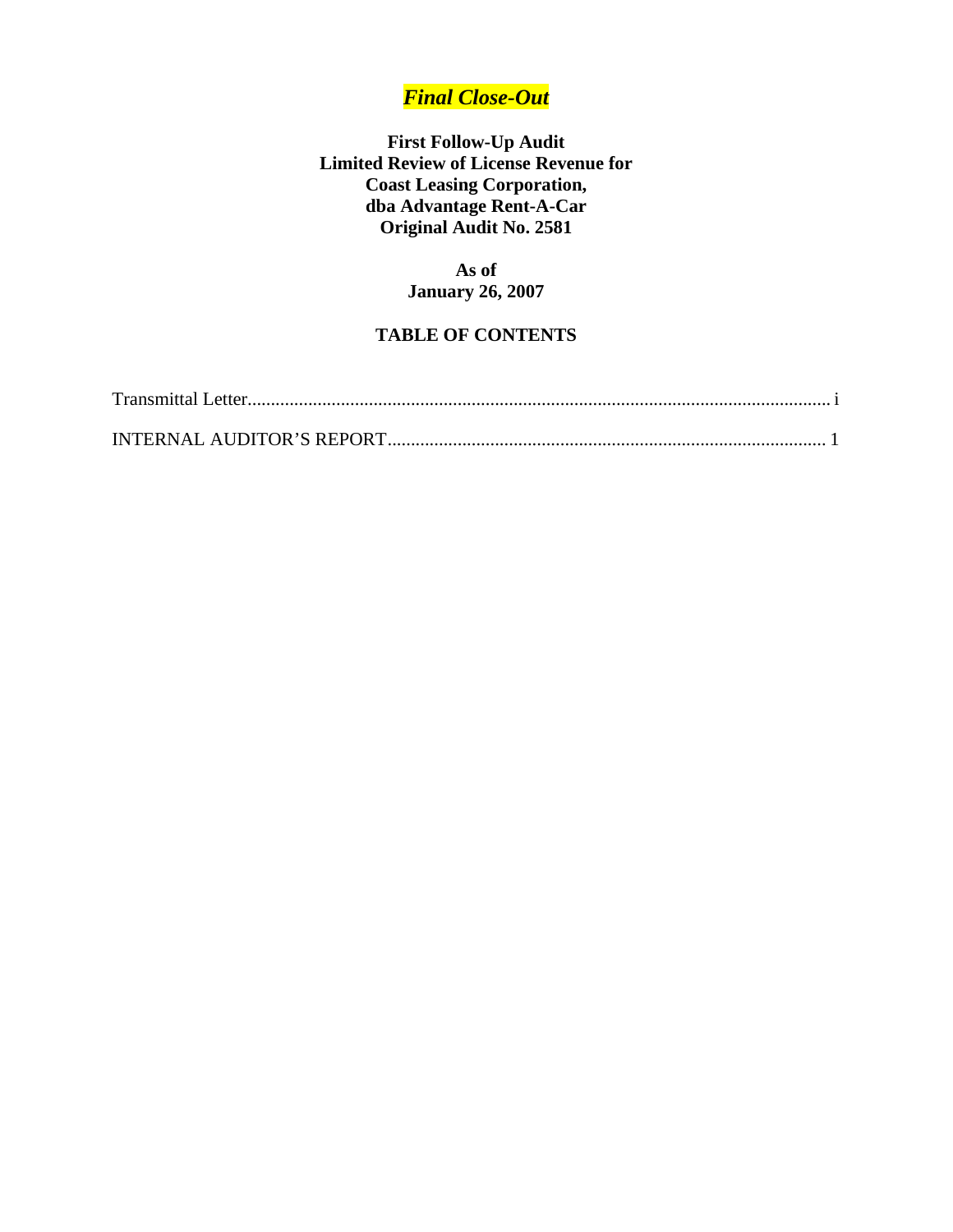***Final Close-Out***

**First Follow-Up Audit**
**Limited Review of License Revenue for**
**Coast Leasing Corporation,**
**dba Advantage Rent-A-Car**
**Original Audit No. 2581**

**As of**
**January 26, 2007**

## TABLE OF CONTENTS

Transmittal Letter............................................................................................................................ i

INTERNAL AUDITOR'S REPORT............................................................................................. 1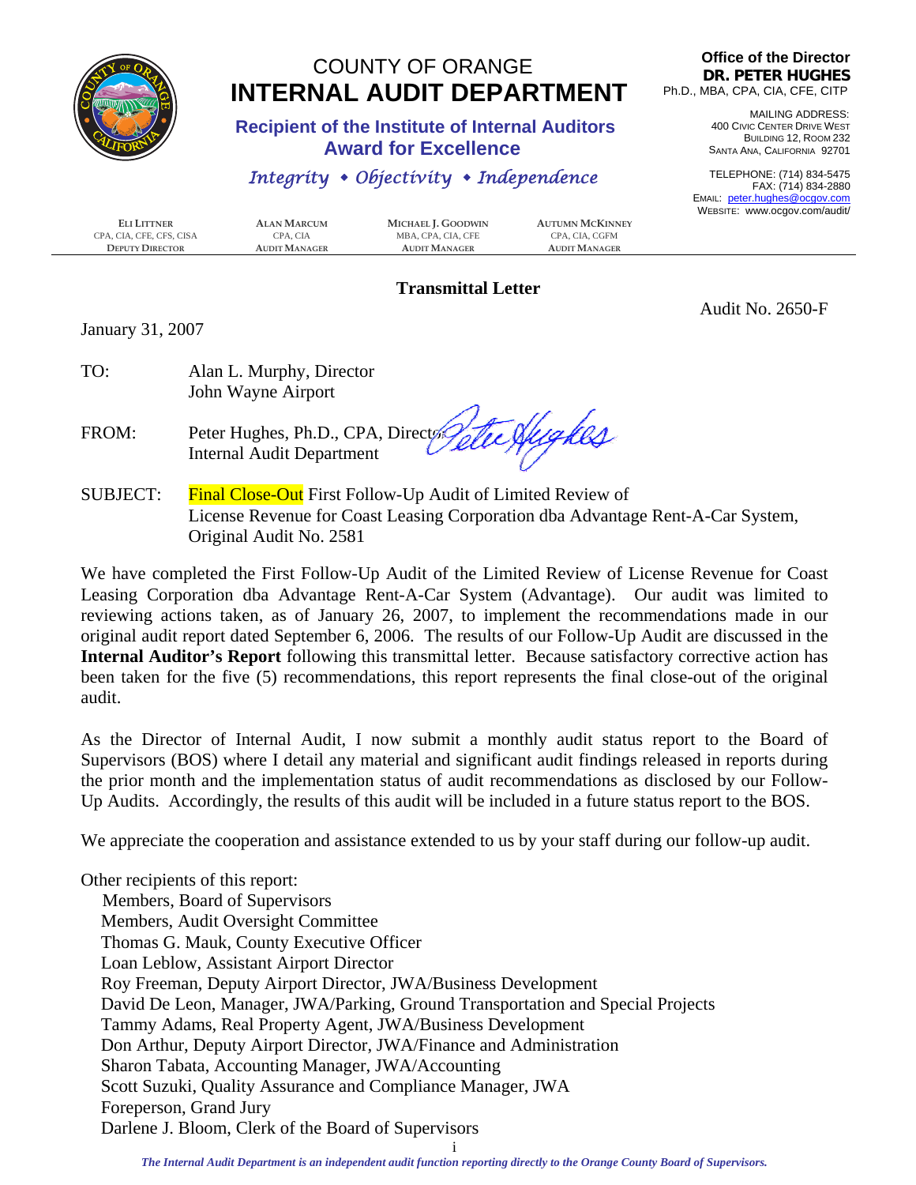# COUNTY OF ORANGE
# INTERNAL AUDIT DEPARTMENT

**Recipient of the Institute of Internal Auditors Award for Excellence**

*Integrity ◆ Objectivity ◆ Independence*

**Office of the Director**
**DR. PETER HUGHES**
Ph.D., MBA, CPA, CIA, CFE, CITP

MAILING ADDRESS:
400 CIVIC CENTER DRIVE WEST
BUILDING 12, ROOM 232
SANTA ANA, CALIFORNIA 92701

TELEPHONE: (714) 834-5475
FAX: (714) 834-2880
EMAIL: peter.hughes@ocgov.com
WEBSITE: www.ocgov.com/audit/

| ELI LITTNER | ALAN MARCUM | MICHAEL J. GOODWIN | AUTUMN MCKINNEY |
|---|---|---|---|
| CPA, CIA, CFE, CFS, CISA | CPA, CIA | MBA, CPA, CIA, CFE | CPA, CIA, CGFM |
| DEPUTY DIRECTOR | AUDIT MANAGER | AUDIT MANAGER | AUDIT MANAGER |

## Transmittal Letter

Audit No. 2650-F

January 31, 2007

TO: Alan L. Murphy, Director
John Wayne Airport

FROM: Peter Hughes, Ph.D., CPA, Director
Internal Audit Department

SUBJECT: Final Close-Out First Follow-Up Audit of Limited Review of License Revenue for Coast Leasing Corporation dba Advantage Rent-A-Car System, Original Audit No. 2581

We have completed the First Follow-Up Audit of the Limited Review of License Revenue for Coast Leasing Corporation dba Advantage Rent-A-Car System (Advantage). Our audit was limited to reviewing actions taken, as of January 26, 2007, to implement the recommendations made in our original audit report dated September 6, 2006. The results of our Follow-Up Audit are discussed in the **Internal Auditor's Report** following this transmittal letter. Because satisfactory corrective action has been taken for the five (5) recommendations, this report represents the final close-out of the original audit.

As the Director of Internal Audit, I now submit a monthly audit status report to the Board of Supervisors (BOS) where I detail any material and significant audit findings released in reports during the prior month and the implementation status of audit recommendations as disclosed by our Follow-Up Audits. Accordingly, the results of this audit will be included in a future status report to the BOS.

We appreciate the cooperation and assistance extended to us by your staff during our follow-up audit.

Other recipients of this report:
- Members, Board of Supervisors
- Members, Audit Oversight Committee
- Thomas G. Mauk, County Executive Officer
- Loan Leblow, Assistant Airport Director
- Roy Freeman, Deputy Airport Director, JWA/Business Development
- David De Leon, Manager, JWA/Parking, Ground Transportation and Special Projects
- Tammy Adams, Real Property Agent, JWA/Business Development
- Don Arthur, Deputy Airport Director, JWA/Finance and Administration
- Sharon Tabata, Accounting Manager, JWA/Accounting
- Scott Suzuki, Quality Assurance and Compliance Manager, JWA
- Foreperson, Grand Jury
- Darlene J. Bloom, Clerk of the Board of Supervisors

*The Internal Audit Department is an independent audit function reporting directly to the Orange County Board of Supervisors.*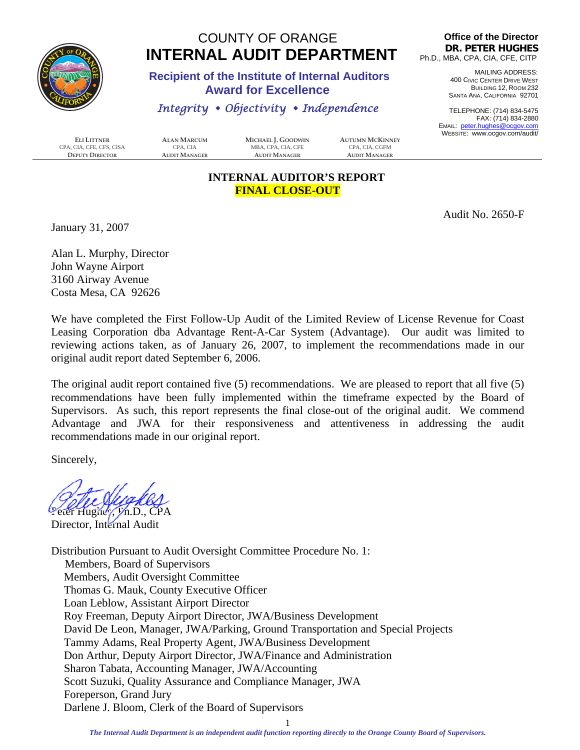# COUNTY OF ORANGE
# INTERNAL AUDIT DEPARTMENT

**Recipient of the Institute of Internal Auditors Award for Excellence**

*Integrity ⬩ Objectivity ⬩ Independence*

**Office of the Director**
**DR. PETER HUGHES**
Ph.D., MBA, CPA, CIA, CFE, CITP

MAILING ADDRESS:
400 CIVIC CENTER DRIVE WEST
BUILDING 12, ROOM 232
SANTA ANA, CALIFORNIA 92701

TELEPHONE: (714) 834-5475
FAX: (714) 834-2880
EMAIL: peter.hughes@ocgov.com
WEBSITE: www.ocgov.com/audit/

| | | | |
|---|---|---|---|
| ELI LITTNER<br>CPA, CIA, CFE, CFS, CISA<br>DEPUTY DIRECTOR | ALAN MARCUM<br>CPA, CIA<br>AUDIT MANAGER | MICHAEL J. GOODWIN<br>MBA, CPA, CIA, CFE<br>AUDIT MANAGER | AUTUMN MCKINNEY<br>CPA, CIA, CGFM<br>AUDIT MANAGER |

**INTERNAL AUDITOR'S REPORT**
**FINAL CLOSE-OUT**

Audit No. 2650-F

January 31, 2007

Alan L. Murphy, Director
John Wayne Airport
3160 Airway Avenue
Costa Mesa, CA 92626

We have completed the First Follow-Up Audit of the Limited Review of License Revenue for Coast Leasing Corporation dba Advantage Rent-A-Car System (Advantage). Our audit was limited to reviewing actions taken, as of January 26, 2007, to implement the recommendations made in our original audit report dated September 6, 2006.

The original audit report contained five (5) recommendations. We are pleased to report that all five (5) recommendations have been fully implemented within the timeframe expected by the Board of Supervisors. As such, this report represents the final close-out of the original audit. We commend Advantage and JWA for their responsiveness and attentiveness in addressing the audit recommendations made in our original report.

Sincerely,

Peter Hughes, Ph.D., CPA
Director, Internal Audit

Distribution Pursuant to Audit Oversight Committee Procedure No. 1:
- Members, Board of Supervisors
- Members, Audit Oversight Committee
- Thomas G. Mauk, County Executive Officer
- Loan Leblow, Assistant Airport Director
- Roy Freeman, Deputy Airport Director, JWA/Business Development
- David De Leon, Manager, JWA/Parking, Ground Transportation and Special Projects
- Tammy Adams, Real Property Agent, JWA/Business Development
- Don Arthur, Deputy Airport Director, JWA/Finance and Administration
- Sharon Tabata, Accounting Manager, JWA/Accounting
- Scott Suzuki, Quality Assurance and Compliance Manager, JWA
- Foreperson, Grand Jury
- Darlene J. Bloom, Clerk of the Board of Supervisors

*The Internal Audit Department is an independent audit function reporting directly to the Orange County Board of Supervisors.*